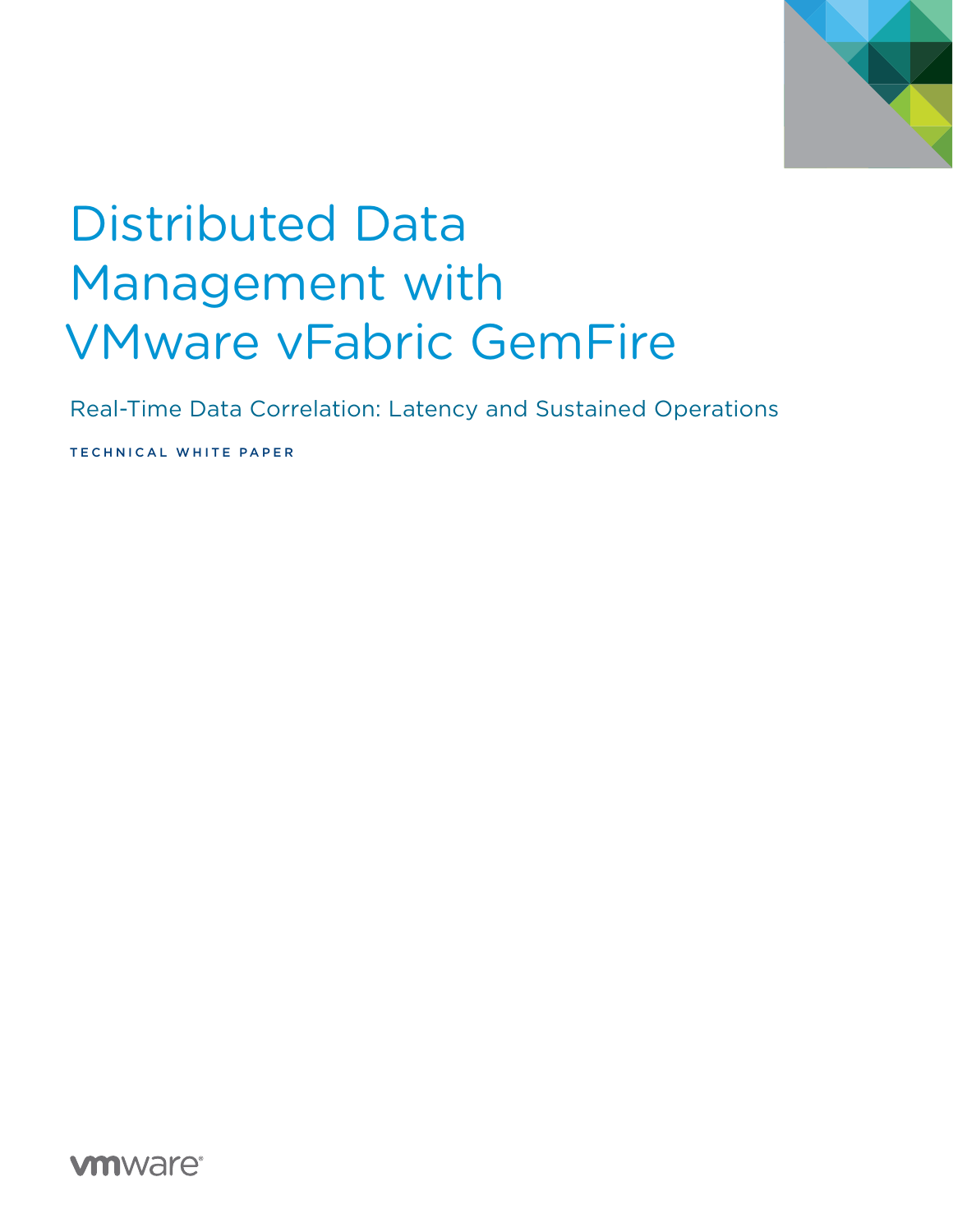# Distributed Data Management with VMware vFabric GemFire

Real-Time Data Correlation: Latency and Sustained Operations

TECHNICAL WHITE PAPER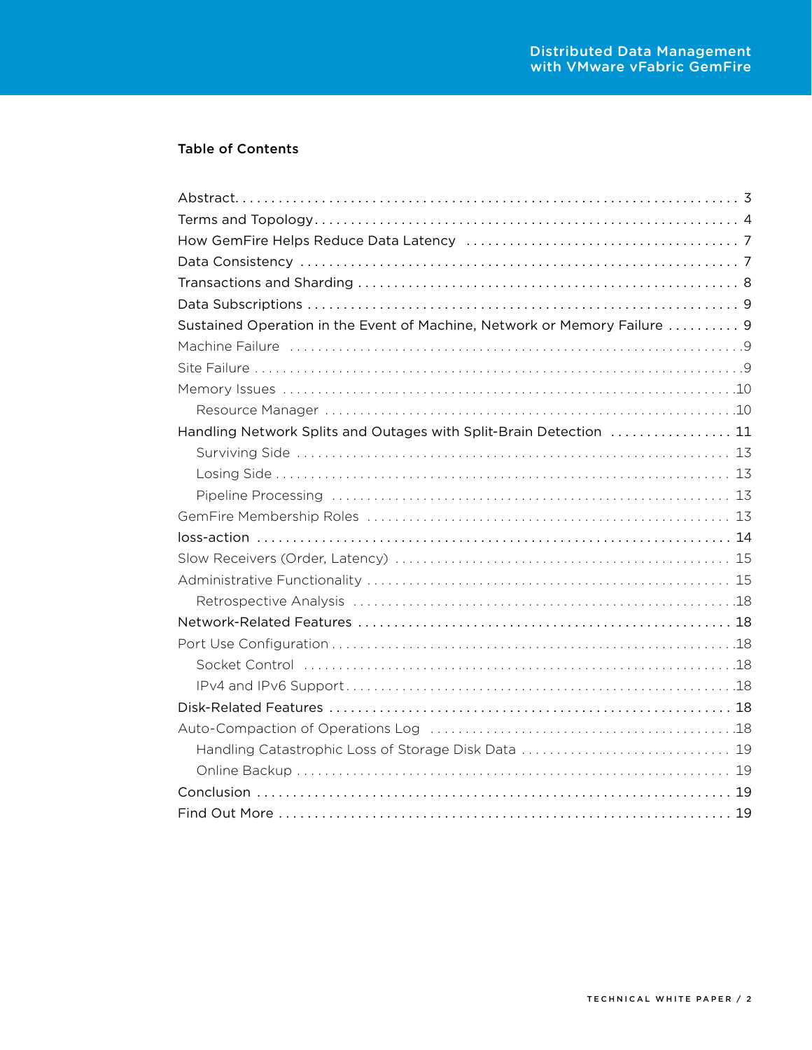## Table of Contents

- Abstract . . . . . 3
- Terms and Topology . . . . . 4
- How GemFire Helps Reduce Data Latency . . . . . 7
- Data Consistency . . . . . 7
- Transactions and Sharding . . . . . 8
- Data Subscriptions . . . . . 9
- Sustained Operation in the Event of Machine, Network or Memory Failure . . . . . 9
- Machine Failure . . . . . 9
- Site Failure . . . . . 9
- Memory Issues . . . . . 10
  - Resource Manager . . . . . 10
- Handling Network Splits and Outages with Split-Brain Detection . . . . . 11
  - Surviving Side . . . . . 13
  - Losing Side . . . . . 13
  - Pipeline Processing . . . . . 13
- GemFire Membership Roles . . . . . 13
- loss-action . . . . . 14
- Slow Receivers (Order, Latency) . . . . . 15
- Administrative Functionality . . . . . 15
  - Retrospective Analysis . . . . . 18
- Network-Related Features . . . . . 18
- Port Use Configuration . . . . . 18
  - Socket Control . . . . . 18
  - IPv4 and IPv6 Support . . . . . 18
- Disk-Related Features . . . . . 18
- Auto-Compaction of Operations Log . . . . . 18
  - Handling Catastrophic Loss of Storage Disk Data . . . . . 19
  - Online Backup . . . . . 19
- Conclusion . . . . . 19
- Find Out More . . . . . 19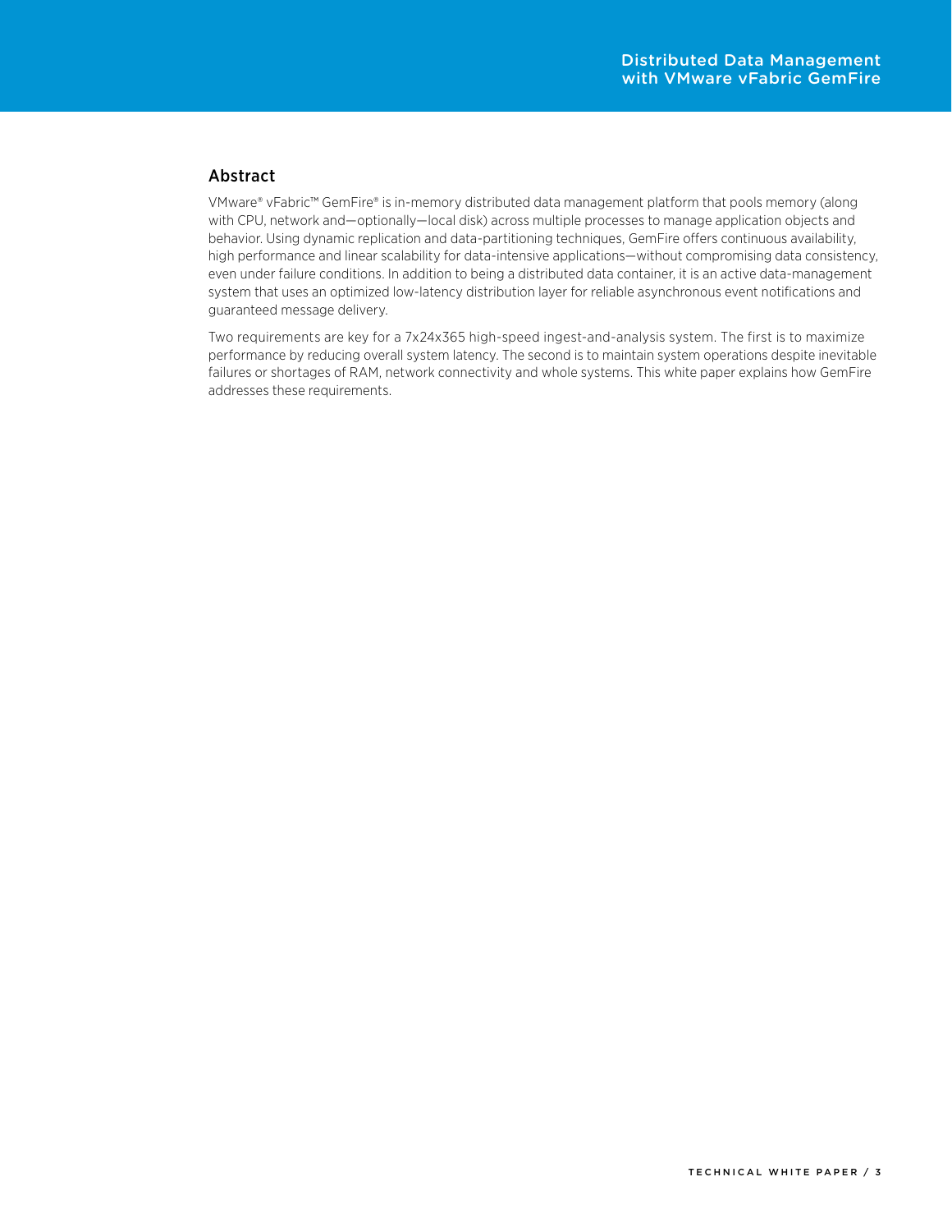## Abstract

VMware® vFabric™ GemFire® is in-memory distributed data management platform that pools memory (along with CPU, network and—optionally—local disk) across multiple processes to manage application objects and behavior. Using dynamic replication and data-partitioning techniques, GemFire offers continuous availability, high performance and linear scalability for data-intensive applications—without compromising data consistency, even under failure conditions. In addition to being a distributed data container, it is an active data-management system that uses an optimized low-latency distribution layer for reliable asynchronous event notifications and guaranteed message delivery.

Two requirements are key for a 7x24x365 high-speed ingest-and-analysis system. The first is to maximize performance by reducing overall system latency. The second is to maintain system operations despite inevitable failures or shortages of RAM, network connectivity and whole systems. This white paper explains how GemFire addresses these requirements.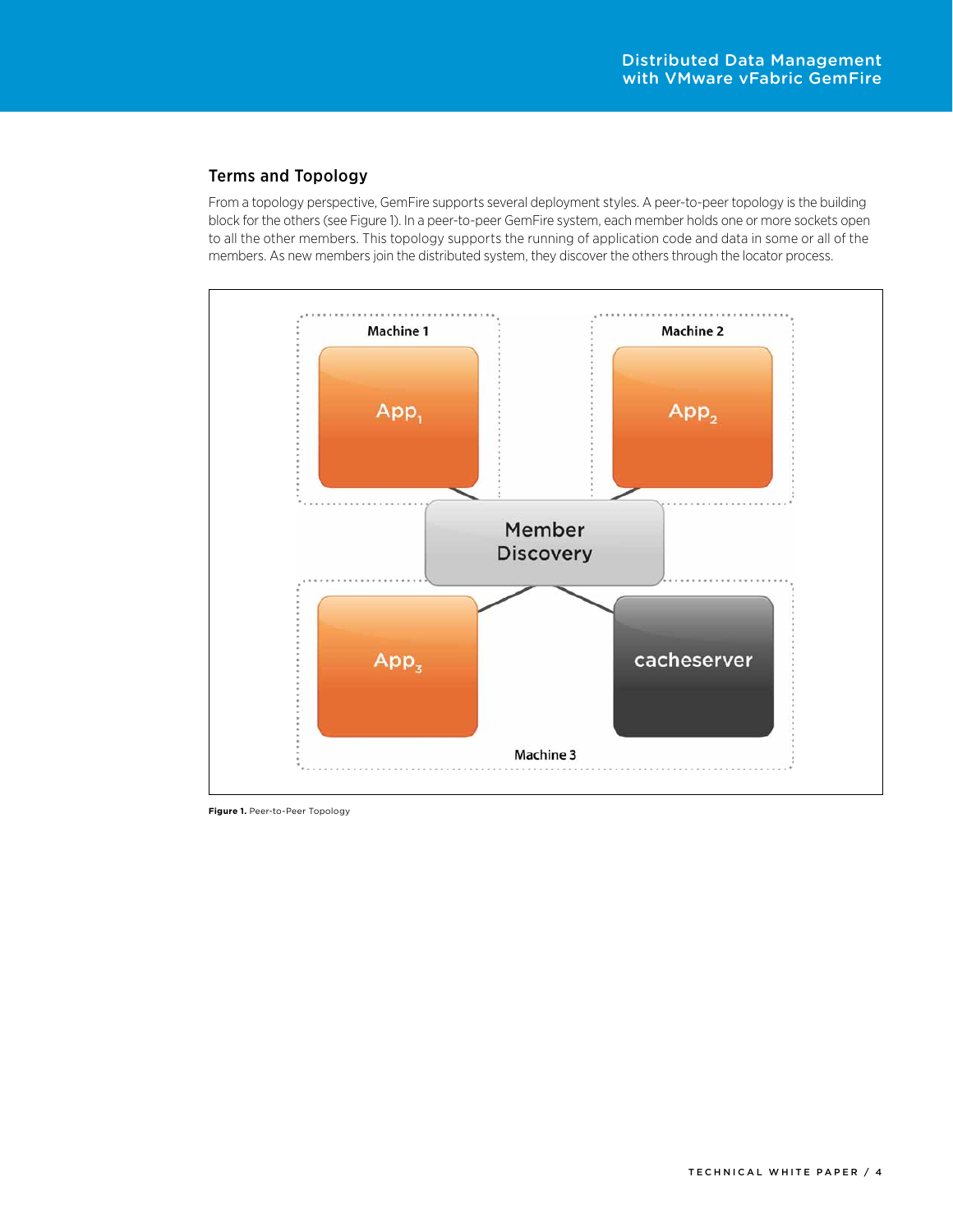## Terms and Topology

From a topology perspective, GemFire supports several deployment styles. A peer-to-peer topology is the building block for the others (see Figure 1). In a peer-to-peer GemFire system, each member holds one or more sockets open to all the other members. This topology supports the running of application code and data in some or all of the members. As new members join the distributed system, they discover the others through the locator process.

**Figure 1.** Peer-to-Peer Topology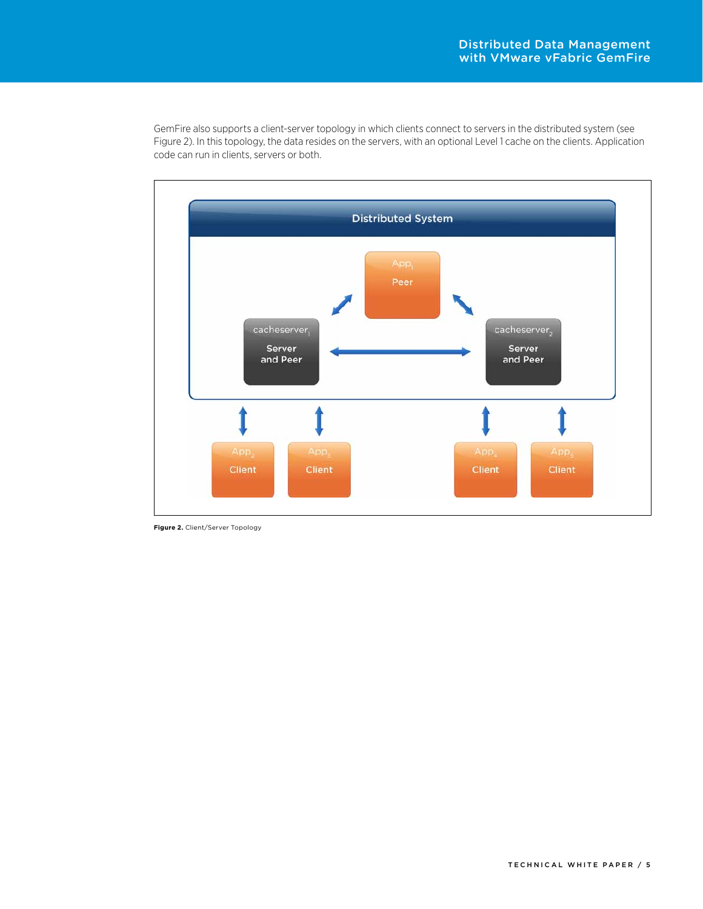GemFire also supports a client-server topology in which clients connect to servers in the distributed system (see Figure 2). In this topology, the data resides on the servers, with an optional Level 1 cache on the clients. Application code can run in clients, servers or both.

**Figure 2.** Client/Server Topology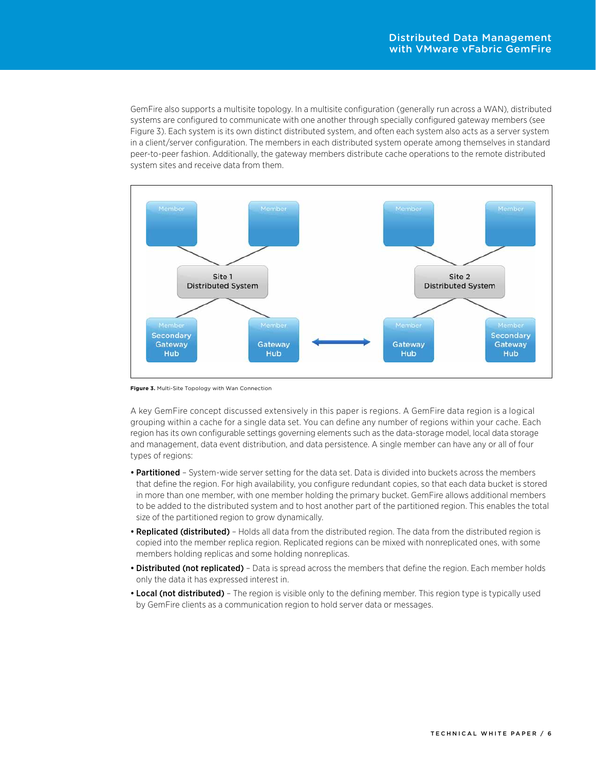GemFire also supports a multisite topology. In a multisite configuration (generally run across a WAN), distributed systems are configured to communicate with one another through specially configured gateway members (see Figure 3). Each system is its own distinct distributed system, and often each system also acts as a server system in a client/server configuration. The members in each distributed system operate among themselves in standard peer-to-peer fashion. Additionally, the gateway members distribute cache operations to the remote distributed system sites and receive data from them.

**Figure 3.** Multi-Site Topology with Wan Connection

A key GemFire concept discussed extensively in this paper is regions. A GemFire data region is a logical grouping within a cache for a single data set. You can define any number of regions within your cache. Each region has its own configurable settings governing elements such as the data-storage model, local data storage and management, data event distribution, and data persistence. A single member can have any or all of four types of regions:

- **Partitioned** – System-wide server setting for the data set. Data is divided into buckets across the members that define the region. For high availability, you configure redundant copies, so that each data bucket is stored in more than one member, with one member holding the primary bucket. GemFire allows additional members to be added to the distributed system and to host another part of the partitioned region. This enables the total size of the partitioned region to grow dynamically.
- **Replicated (distributed)** – Holds all data from the distributed region. The data from the distributed region is copied into the member replica region. Replicated regions can be mixed with nonreplicated ones, with some members holding replicas and some holding nonreplicas.
- **Distributed (not replicated)** – Data is spread across the members that define the region. Each member holds only the data it has expressed interest in.
- **Local (not distributed)** – The region is visible only to the defining member. This region type is typically used by GemFire clients as a communication region to hold server data or messages.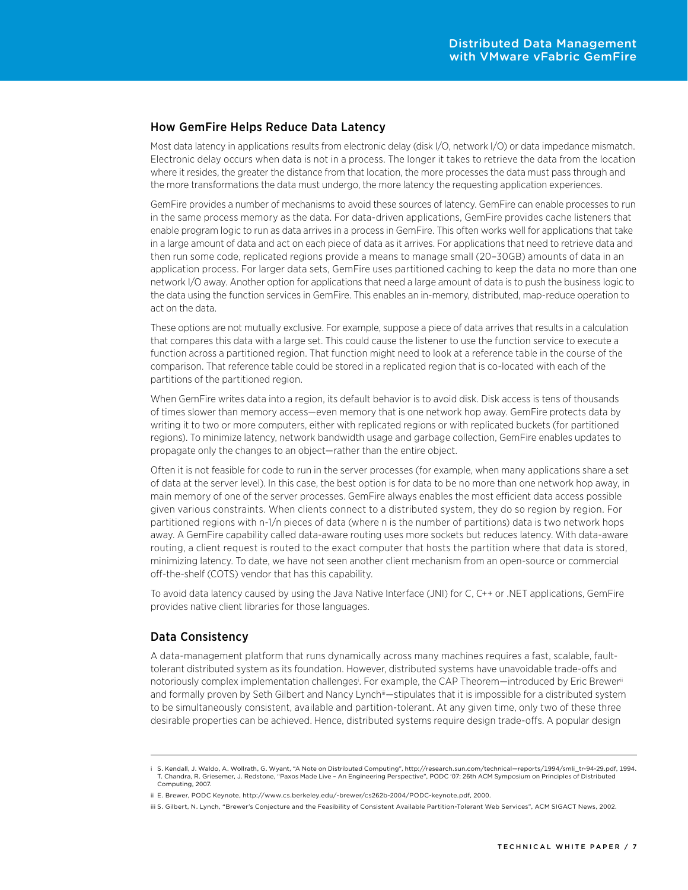## How GemFire Helps Reduce Data Latency

Most data latency in applications results from electronic delay (disk I/O, network I/O) or data impedance mismatch. Electronic delay occurs when data is not in a process. The longer it takes to retrieve the data from the location where it resides, the greater the distance from that location, the more processes the data must pass through and the more transformations the data must undergo, the more latency the requesting application experiences.

GemFire provides a number of mechanisms to avoid these sources of latency. GemFire can enable processes to run in the same process memory as the data. For data-driven applications, GemFire provides cache listeners that enable program logic to run as data arrives in a process in GemFire. This often works well for applications that take in a large amount of data and act on each piece of data as it arrives. For applications that need to retrieve data and then run some code, replicated regions provide a means to manage small (20–30GB) amounts of data in an application process. For larger data sets, GemFire uses partitioned caching to keep the data no more than one network I/O away. Another option for applications that need a large amount of data is to push the business logic to the data using the function services in GemFire. This enables an in-memory, distributed, map-reduce operation to act on the data.

These options are not mutually exclusive. For example, suppose a piece of data arrives that results in a calculation that compares this data with a large set. This could cause the listener to use the function service to execute a function across a partitioned region. That function might need to look at a reference table in the course of the comparison. That reference table could be stored in a replicated region that is co-located with each of the partitions of the partitioned region.

When GemFire writes data into a region, its default behavior is to avoid disk. Disk access is tens of thousands of times slower than memory access—even memory that is one network hop away. GemFire protects data by writing it to two or more computers, either with replicated regions or with replicated buckets (for partitioned regions). To minimize latency, network bandwidth usage and garbage collection, GemFire enables updates to propagate only the changes to an object—rather than the entire object.

Often it is not feasible for code to run in the server processes (for example, when many applications share a set of data at the server level). In this case, the best option is for data to be no more than one network hop away, in main memory of one of the server processes. GemFire always enables the most efficient data access possible given various constraints. When clients connect to a distributed system, they do so region by region. For partitioned regions with n-1/n pieces of data (where n is the number of partitions) data is two network hops away. A GemFire capability called data-aware routing uses more sockets but reduces latency. With data-aware routing, a client request is routed to the exact computer that hosts the partition where that data is stored, minimizing latency. To date, we have not seen another client mechanism from an open-source or commercial off-the-shelf (COTS) vendor that has this capability.

To avoid data latency caused by using the Java Native Interface (JNI) for C, C++ or .NET applications, GemFire provides native client libraries for those languages.

## Data Consistency

A data-management platform that runs dynamically across many machines requires a fast, scalable, fault-tolerant distributed system as its foundation. However, distributed systems have unavoidable trade-offs and notoriously complex implementation challenges[i]. For example, the CAP Theorem—introduced by Eric Brewer[ii] and formally proven by Seth Gilbert and Nancy Lynch[iii]—stipulates that it is impossible for a distributed system to be simultaneously consistent, available and partition-tolerant. At any given time, only two of these three desirable properties can be achieved. Hence, distributed systems require design trade-offs. A popular design

---

i S. Kendall, J. Waldo, A. Wollrath, G. Wyant, "A Note on Distributed Computing", http://research.sun.com/technical—reports/1994/smli_tr-94-29.pdf, 1994. T. Chandra, R. Griesemer, J. Redstone, "Paxos Made Live – An Engineering Perspective", PODC '07: 26th ACM Symposium on Principles of Distributed Computing, 2007.

ii E. Brewer, PODC Keynote, http://www.cs.berkeley.edu/-brewer/cs262b-2004/PODC-keynote.pdf, 2000.

iii S. Gilbert, N. Lynch, "Brewer's Conjecture and the Feasibility of Consistent Available Partition-Tolerant Web Services", ACM SIGACT News, 2002.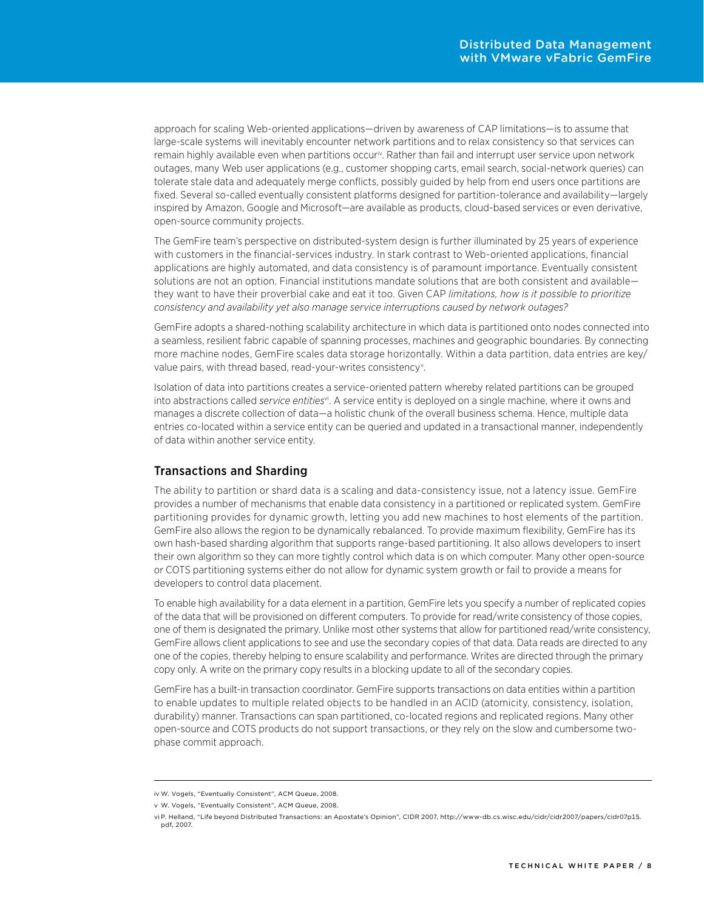approach for scaling Web-oriented applications—driven by awareness of CAP limitations—is to assume that large-scale systems will inevitably encounter network partitions and to relax consistency so that services can remain highly available even when partitions occur[iv]. Rather than fail and interrupt user service upon network outages, many Web user applications (e.g., customer shopping carts, email search, social-network queries) can tolerate stale data and adequately merge conflicts, possibly guided by help from end users once partitions are fixed. Several so-called eventually consistent platforms designed for partition-tolerance and availability—largely inspired by Amazon, Google and Microsoft—are available as products, cloud-based services or even derivative, open-source community projects.

The GemFire team's perspective on distributed-system design is further illuminated by 25 years of experience with customers in the financial-services industry. In stark contrast to Web-oriented applications, financial applications are highly automated, and data consistency is of paramount importance. Eventually consistent solutions are not an option. Financial institutions mandate solutions that are both consistent and available—they want to have their proverbial cake and eat it too. Given CAP *limitations, how is it possible to prioritize consistency and availability yet also manage service interruptions caused by network outages?*

GemFire adopts a shared-nothing scalability architecture in which data is partitioned onto nodes connected into a seamless, resilient fabric capable of spanning processes, machines and geographic boundaries. By connecting more machine nodes, GemFire scales data storage horizontally. Within a data partition, data entries are key/value pairs, with thread based, read-your-writes consistency[v].

Isolation of data into partitions creates a service-oriented pattern whereby related partitions can be grouped into abstractions called *service entities*[vi]. A service entity is deployed on a single machine, where it owns and manages a discrete collection of data—a holistic chunk of the overall business schema. Hence, multiple data entries co-located within a service entity can be queried and updated in a transactional manner, independently of data within another service entity.

## Transactions and Sharding

The ability to partition or shard data is a scaling and data-consistency issue, not a latency issue. GemFire provides a number of mechanisms that enable data consistency in a partitioned or replicated system. GemFire partitioning provides for dynamic growth, letting you add new machines to host elements of the partition. GemFire also allows the region to be dynamically rebalanced. To provide maximum flexibility, GemFire has its own hash-based sharding algorithm that supports range-based partitioning. It also allows developers to insert their own algorithm so they can more tightly control which data is on which computer. Many other open-source or COTS partitioning systems either do not allow for dynamic system growth or fail to provide a means for developers to control data placement.

To enable high availability for a data element in a partition, GemFire lets you specify a number of replicated copies of the data that will be provisioned on different computers. To provide for read/write consistency of those copies, one of them is designated the primary. Unlike most other systems that allow for partitioned read/write consistency, GemFire allows client applications to see and use the secondary copies of that data. Data reads are directed to any one of the copies, thereby helping to ensure scalability and performance. Writes are directed through the primary copy only. A write on the primary copy results in a blocking update to all of the secondary copies.

GemFire has a built-in transaction coordinator. GemFire supports transactions on data entities within a partition to enable updates to multiple related objects to be handled in an ACID (atomicity, consistency, isolation, durability) manner. Transactions can span partitioned, co-located regions and replicated regions. Many other open-source and COTS products do not support transactions, or they rely on the slow and cumbersome two-phase commit approach.

---

iv W. Vogels, "Eventually Consistent", ACM Queue, 2008.

v W. Vogels, "Eventually Consistent", ACM Queue, 2008.

vi P. Helland, "Life beyond Distributed Transactions: an Apostate's Opinion", CIDR 2007, http://www-db.cs.wisc.edu/cidr/cidr2007/papers/cidr07p15.pdf, 2007.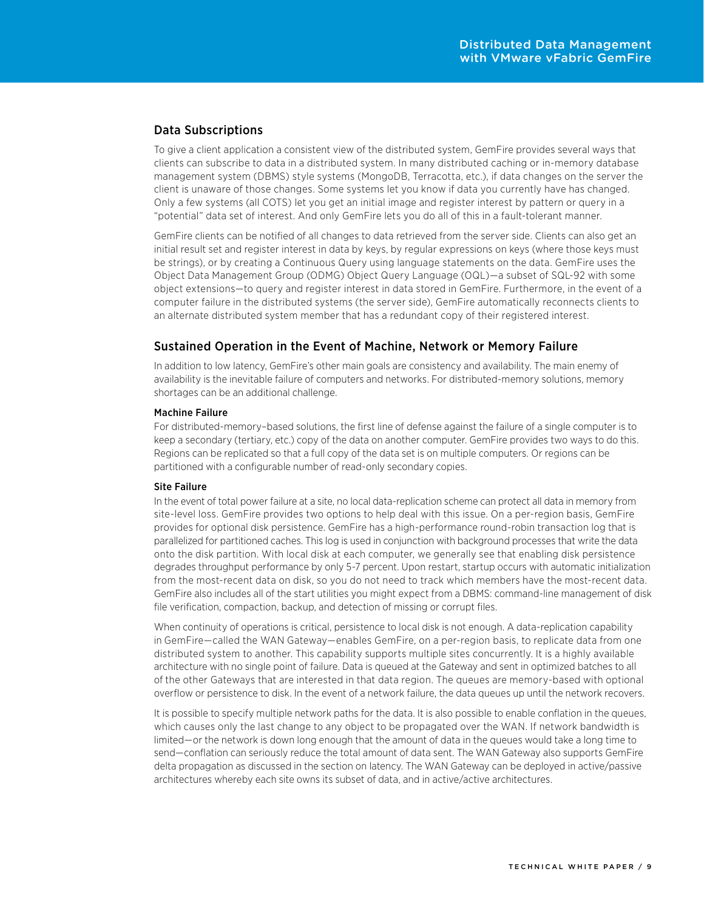## Data Subscriptions

To give a client application a consistent view of the distributed system, GemFire provides several ways that clients can subscribe to data in a distributed system. In many distributed caching or in-memory database management system (DBMS) style systems (MongoDB, Terracotta, etc.), if data changes on the server the client is unaware of those changes. Some systems let you know if data you currently have has changed. Only a few systems (all COTS) let you get an initial image and register interest by pattern or query in a "potential" data set of interest. And only GemFire lets you do all of this in a fault-tolerant manner.

GemFire clients can be notified of all changes to data retrieved from the server side. Clients can also get an initial result set and register interest in data by keys, by regular expressions on keys (where those keys must be strings), or by creating a Continuous Query using language statements on the data. GemFire uses the Object Data Management Group (ODMG) Object Query Language (OQL)—a subset of SQL-92 with some object extensions—to query and register interest in data stored in GemFire. Furthermore, in the event of a computer failure in the distributed systems (the server side), GemFire automatically reconnects clients to an alternate distributed system member that has a redundant copy of their registered interest.

## Sustained Operation in the Event of Machine, Network or Memory Failure

In addition to low latency, GemFire's other main goals are consistency and availability. The main enemy of availability is the inevitable failure of computers and networks. For distributed-memory solutions, memory shortages can be an additional challenge.

### Machine Failure

For distributed-memory–based solutions, the first line of defense against the failure of a single computer is to keep a secondary (tertiary, etc.) copy of the data on another computer. GemFire provides two ways to do this. Regions can be replicated so that a full copy of the data set is on multiple computers. Or regions can be partitioned with a configurable number of read-only secondary copies.

### Site Failure

In the event of total power failure at a site, no local data-replication scheme can protect all data in memory from site-level loss. GemFire provides two options to help deal with this issue. On a per-region basis, GemFire provides for optional disk persistence. GemFire has a high-performance round-robin transaction log that is parallelized for partitioned caches. This log is used in conjunction with background processes that write the data onto the disk partition. With local disk at each computer, we generally see that enabling disk persistence degrades throughput performance by only 5-7 percent. Upon restart, startup occurs with automatic initialization from the most-recent data on disk, so you do not need to track which members have the most-recent data. GemFire also includes all of the start utilities you might expect from a DBMS: command-line management of disk file verification, compaction, backup, and detection of missing or corrupt files.

When continuity of operations is critical, persistence to local disk is not enough. A data-replication capability in GemFire—called the WAN Gateway—enables GemFire, on a per-region basis, to replicate data from one distributed system to another. This capability supports multiple sites concurrently. It is a highly available architecture with no single point of failure. Data is queued at the Gateway and sent in optimized batches to all of the other Gateways that are interested in that data region. The queues are memory-based with optional overflow or persistence to disk. In the event of a network failure, the data queues up until the network recovers.

It is possible to specify multiple network paths for the data. It is also possible to enable conflation in the queues, which causes only the last change to any object to be propagated over the WAN. If network bandwidth is limited—or the network is down long enough that the amount of data in the queues would take a long time to send—conflation can seriously reduce the total amount of data sent. The WAN Gateway also supports GemFire delta propagation as discussed in the section on latency. The WAN Gateway can be deployed in active/passive architectures whereby each site owns its subset of data, and in active/active architectures.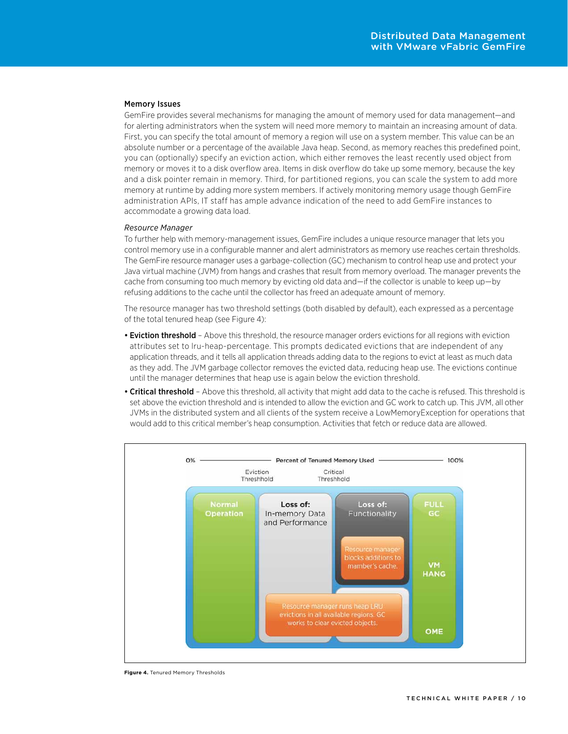### Memory Issues

GemFire provides several mechanisms for managing the amount of memory used for data management—and for alerting administrators when the system will need more memory to maintain an increasing amount of data. First, you can specify the total amount of memory a region will use on a system member. This value can be an absolute number or a percentage of the available Java heap. Second, as memory reaches this predefined point, you can (optionally) specify an eviction action, which either removes the least recently used object from memory or moves it to a disk overflow area. Items in disk overflow do take up some memory, because the key and a disk pointer remain in memory. Third, for partitioned regions, you can scale the system to add more memory at runtime by adding more system members. If actively monitoring memory usage though GemFire administration APIs, IT staff has ample advance indication of the need to add GemFire instances to accommodate a growing data load.

*Resource Manager*

To further help with memory-management issues, GemFire includes a unique resource manager that lets you control memory use in a configurable manner and alert administrators as memory use reaches certain thresholds. The GemFire resource manager uses a garbage-collection (GC) mechanism to control heap use and protect your Java virtual machine (JVM) from hangs and crashes that result from memory overload. The manager prevents the cache from consuming too much memory by evicting old data and—if the collector is unable to keep up—by refusing additions to the cache until the collector has freed an adequate amount of memory.

The resource manager has two threshold settings (both disabled by default), each expressed as a percentage of the total tenured heap (see Figure 4):

- **Eviction threshold** – Above this threshold, the resource manager orders evictions for all regions with eviction attributes set to lru-heap-percentage. This prompts dedicated evictions that are independent of any application threads, and it tells all application threads adding data to the regions to evict at least as much data as they add. The JVM garbage collector removes the evicted data, reducing heap use. The evictions continue until the manager determines that heap use is again below the eviction threshold.
- **Critical threshold** – Above this threshold, all activity that might add data to the cache is refused. This threshold is set above the eviction threshold and is intended to allow the eviction and GC work to catch up. This JVM, all other JVMs in the distributed system and all clients of the system receive a LowMemoryException for operations that would add to this critical member's heap consumption. Activities that fetch or reduce data are allowed.

0% — Percent of Tenured Memory Used — 100%

Eviction Threshhold | Critical Threshhold

| Normal Operation | Loss of: In-memory Data and Performance | Loss of: Functionality | FULL GC / VM HANG / OME |
| --- | --- | --- | --- |
| | Resource manager runs heap LRU evictions in all available regions. GC works to clear evicted objects. | Resource manager blocks additions to mamber's cache. | |

**Figure 4.** Tenured Memory Thresholds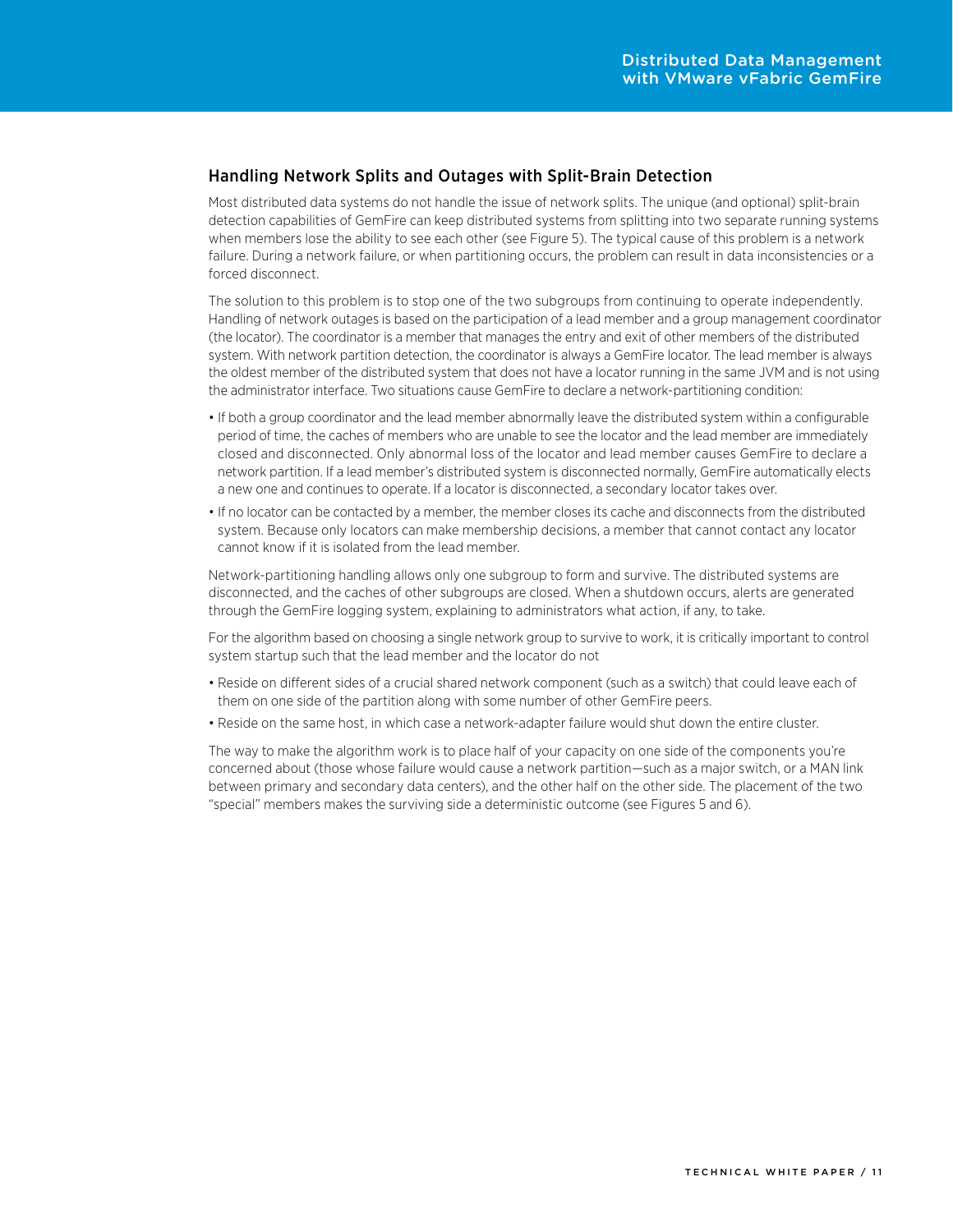## Handling Network Splits and Outages with Split-Brain Detection

Most distributed data systems do not handle the issue of network splits. The unique (and optional) split-brain detection capabilities of GemFire can keep distributed systems from splitting into two separate running systems when members lose the ability to see each other (see Figure 5). The typical cause of this problem is a network failure. During a network failure, or when partitioning occurs, the problem can result in data inconsistencies or a forced disconnect.

The solution to this problem is to stop one of the two subgroups from continuing to operate independently. Handling of network outages is based on the participation of a lead member and a group management coordinator (the locator). The coordinator is a member that manages the entry and exit of other members of the distributed system. With network partition detection, the coordinator is always a GemFire locator. The lead member is always the oldest member of the distributed system that does not have a locator running in the same JVM and is not using the administrator interface. Two situations cause GemFire to declare a network-partitioning condition:

- If both a group coordinator and the lead member abnormally leave the distributed system within a configurable period of time, the caches of members who are unable to see the locator and the lead member are immediately closed and disconnected. Only abnormal loss of the locator and lead member causes GemFire to declare a network partition. If a lead member's distributed system is disconnected normally, GemFire automatically elects a new one and continues to operate. If a locator is disconnected, a secondary locator takes over.
- If no locator can be contacted by a member, the member closes its cache and disconnects from the distributed system. Because only locators can make membership decisions, a member that cannot contact any locator cannot know if it is isolated from the lead member.

Network-partitioning handling allows only one subgroup to form and survive. The distributed systems are disconnected, and the caches of other subgroups are closed. When a shutdown occurs, alerts are generated through the GemFire logging system, explaining to administrators what action, if any, to take.

For the algorithm based on choosing a single network group to survive to work, it is critically important to control system startup such that the lead member and the locator do not

- Reside on different sides of a crucial shared network component (such as a switch) that could leave each of them on one side of the partition along with some number of other GemFire peers.
- Reside on the same host, in which case a network-adapter failure would shut down the entire cluster.

The way to make the algorithm work is to place half of your capacity on one side of the components you're concerned about (those whose failure would cause a network partition—such as a major switch, or a MAN link between primary and secondary data centers), and the other half on the other side. The placement of the two "special" members makes the surviving side a deterministic outcome (see Figures 5 and 6).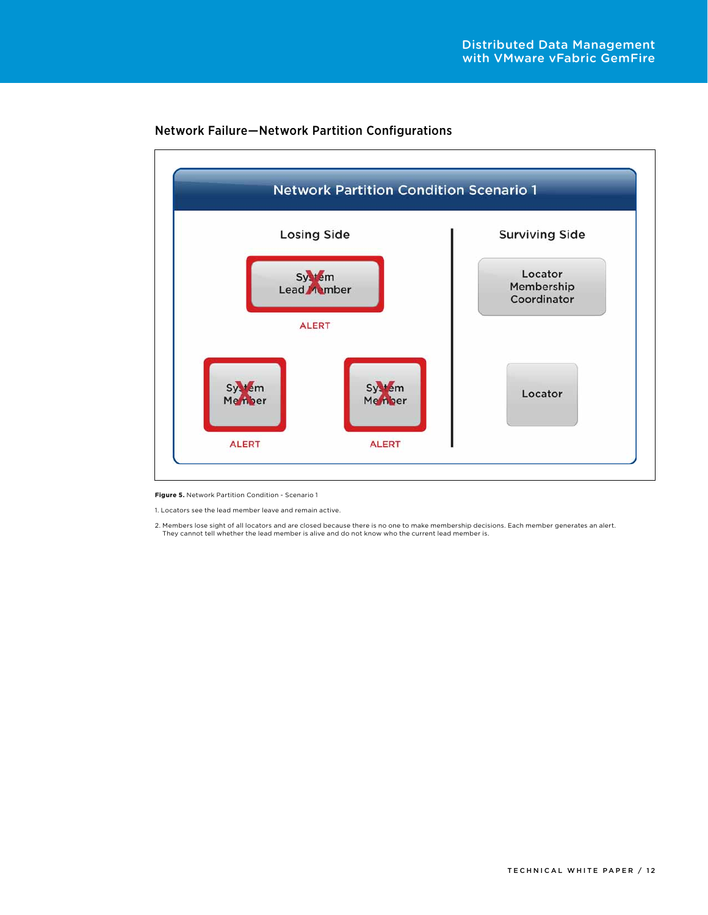## Network Failure—Network Partition Configurations

**Network Partition Condition Scenario 1**

| Losing Side | Surviving Side |
| --- | --- |
| System Lead Member — ALERT | Locator Membership Coordinator |
| System Member — ALERT; System Member — ALERT | Locator |

**Figure 5.** Network Partition Condition - Scenario 1

1. Locators see the lead member leave and remain active.

2. Members lose sight of all locators and are closed because there is no one to make membership decisions. Each member generates an alert. They cannot tell whether the lead member is alive and do not know who the current lead member is.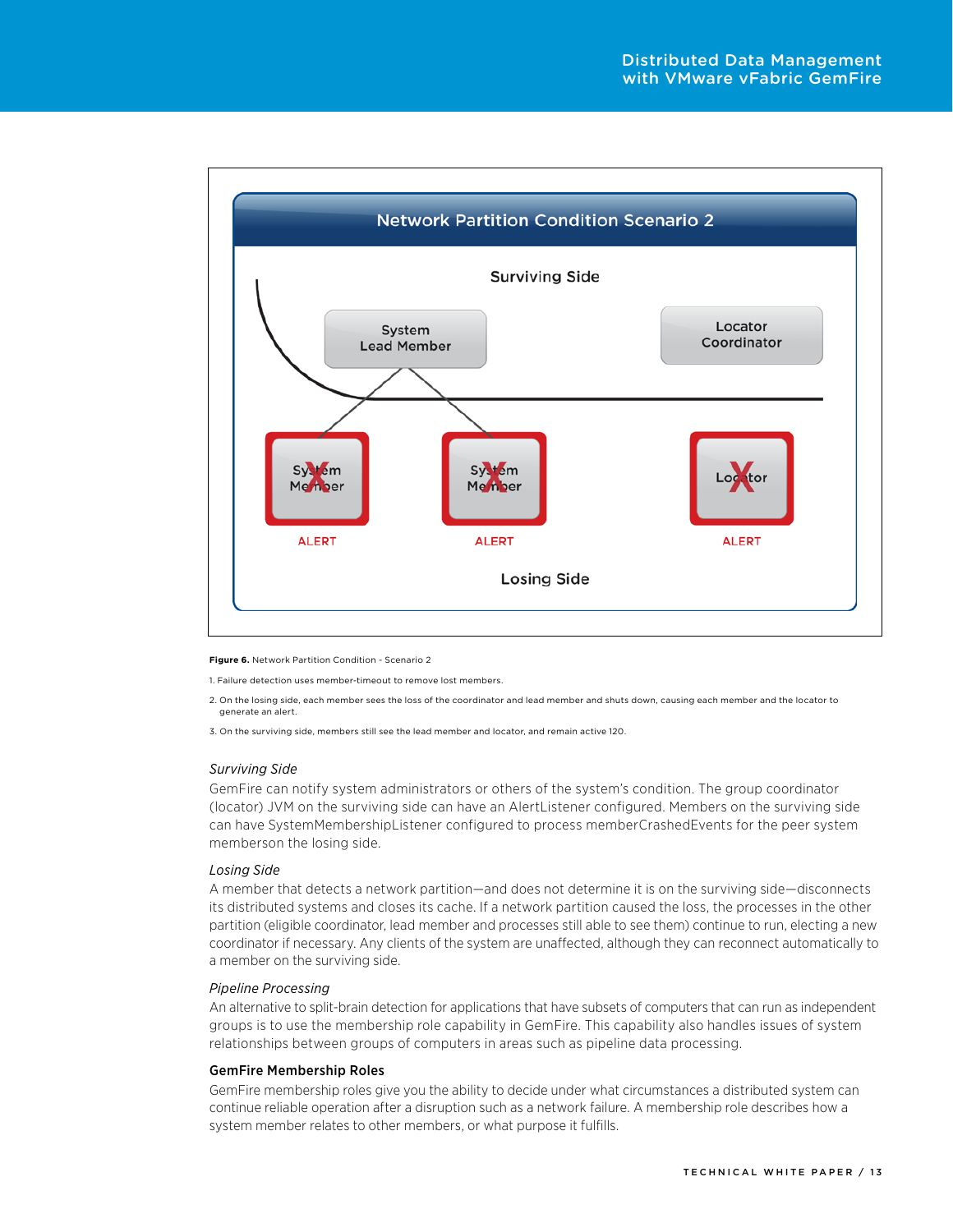**Figure 6.** Network Partition Condition - Scenario 2

1. Failure detection uses member-timeout to remove lost members.
2. On the losing side, each member sees the loss of the coordinator and lead member and shuts down, causing each member and the locator to generate an alert.
3. On the surviving side, members still see the lead member and locator, and remain active 120.

*Surviving Side*

GemFire can notify system administrators or others of the system's condition. The group coordinator (locator) JVM on the surviving side can have an AlertListener configured. Members on the surviving side can have SystemMembershipListener configured to process memberCrashedEvents for the peer system memberson the losing side.

*Losing Side*

A member that detects a network partition—and does not determine it is on the surviving side—disconnects its distributed systems and closes its cache. If a network partition caused the loss, the processes in the other partition (eligible coordinator, lead member and processes still able to see them) continue to run, electing a new coordinator if necessary. Any clients of the system are unaffected, although they can reconnect automatically to a member on the surviving side.

*Pipeline Processing*

An alternative to split-brain detection for applications that have subsets of computers that can run as independent groups is to use the membership role capability in GemFire. This capability also handles issues of system relationships between groups of computers in areas such as pipeline data processing.

### GemFire Membership Roles

GemFire membership roles give you the ability to decide under what circumstances a distributed system can continue reliable operation after a disruption such as a network failure. A membership role describes how a system member relates to other members, or what purpose it fulfills.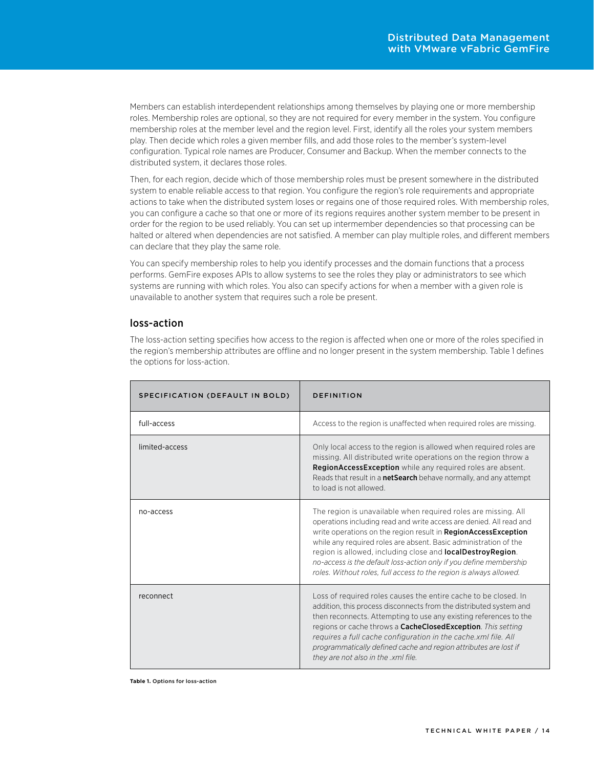Members can establish interdependent relationships among themselves by playing one or more membership roles. Membership roles are optional, so they are not required for every member in the system. You configure membership roles at the member level and the region level. First, identify all the roles your system members play. Then decide which roles a given member fills, and add those roles to the member's system-level configuration. Typical role names are Producer, Consumer and Backup. When the member connects to the distributed system, it declares those roles.

Then, for each region, decide which of those membership roles must be present somewhere in the distributed system to enable reliable access to that region. You configure the region's role requirements and appropriate actions to take when the distributed system loses or regains one of those required roles. With membership roles, you can configure a cache so that one or more of its regions requires another system member to be present in order for the region to be used reliably. You can set up intermember dependencies so that processing can be halted or altered when dependencies are not satisfied. A member can play multiple roles, and different members can declare that they play the same role.

You can specify membership roles to help you identify processes and the domain functions that a process performs. GemFire exposes APIs to allow systems to see the roles they play or administrators to see which systems are running with which roles. You also can specify actions for when a member with a given role is unavailable to another system that requires such a role be present.

## loss-action

The loss-action setting specifies how access to the region is affected when one or more of the roles specified in the region's membership attributes are offline and no longer present in the system membership. Table 1 defines the options for loss-action.

| SPECIFICATION (DEFAULT IN BOLD) | DEFINITION |
| --- | --- |
| full-access | Access to the region is unaffected when required roles are missing. |
| limited-access | Only local access to the region is allowed when required roles are missing. All distributed write operations on the region throw a **RegionAccessException** while any required roles are absent. Reads that result in a **netSearch** behave normally, and any attempt to load is not allowed. |
| no-access | The region is unavailable when required roles are missing. All operations including read and write access are denied. All read and write operations on the region result in **RegionAccessException** while any required roles are absent. Basic administration of the region is allowed, including close and **localDestroyRegion**. *no-access is the default loss-action only if you define membership roles. Without roles, full access to the region is always allowed.* |
| reconnect | Loss of required roles causes the entire cache to be closed. In addition, this process disconnects from the distributed system and then reconnects. Attempting to use any existing references to the regions or cache throws a **CacheClosedException**. *This setting requires a full cache configuration in the cache.xml file. All programmatically defined cache and region attributes are lost if they are not also in the .xml file.* |

**Table 1.** Options for loss-action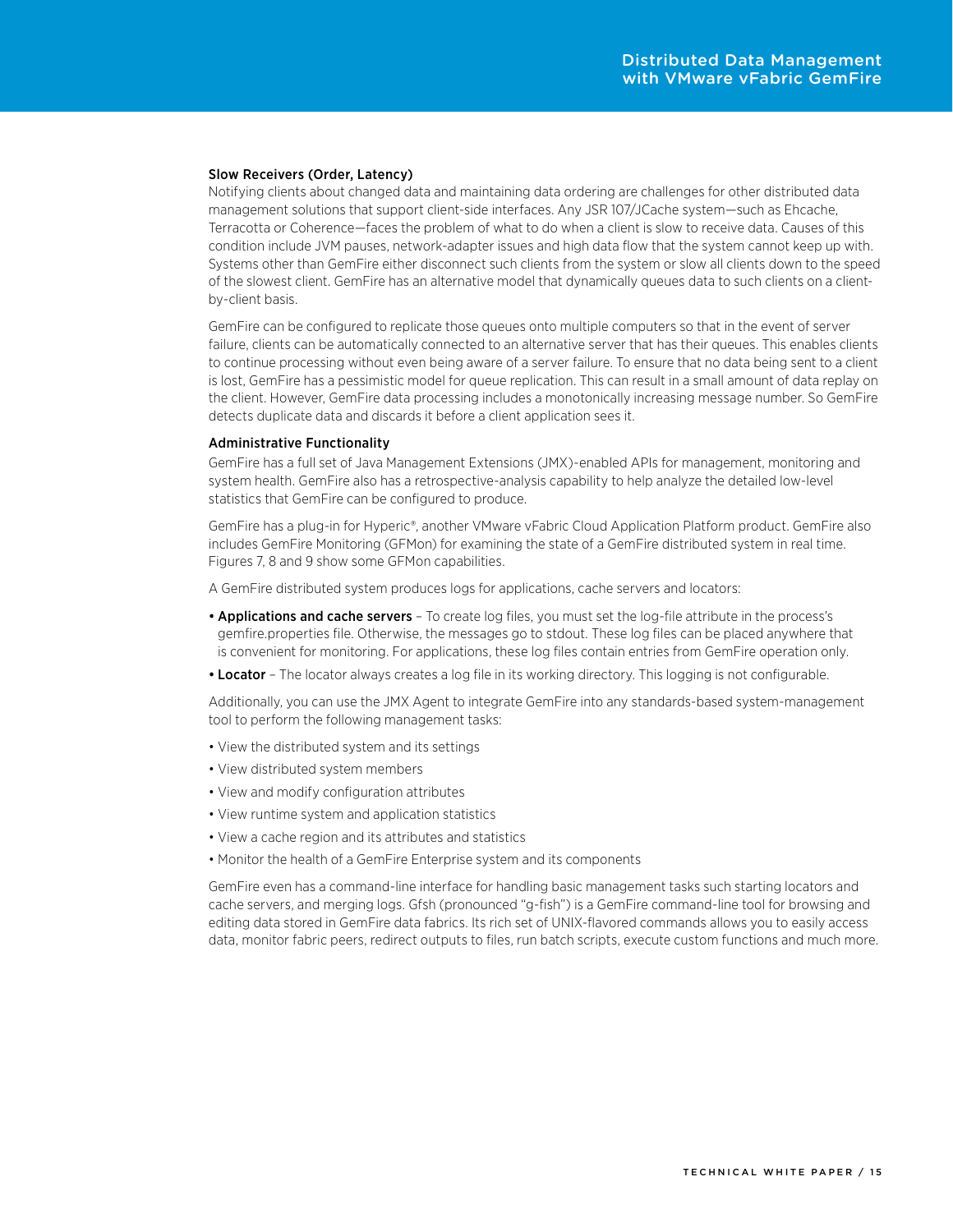### Slow Receivers (Order, Latency)

Notifying clients about changed data and maintaining data ordering are challenges for other distributed data management solutions that support client-side interfaces. Any JSR 107/JCache system—such as Ehcache, Terracotta or Coherence—faces the problem of what to do when a client is slow to receive data. Causes of this condition include JVM pauses, network-adapter issues and high data flow that the system cannot keep up with. Systems other than GemFire either disconnect such clients from the system or slow all clients down to the speed of the slowest client. GemFire has an alternative model that dynamically queues data to such clients on a client-by-client basis.

GemFire can be configured to replicate those queues onto multiple computers so that in the event of server failure, clients can be automatically connected to an alternative server that has their queues. This enables clients to continue processing without even being aware of a server failure. To ensure that no data being sent to a client is lost, GemFire has a pessimistic model for queue replication. This can result in a small amount of data replay on the client. However, GemFire data processing includes a monotonically increasing message number. So GemFire detects duplicate data and discards it before a client application sees it.

### Administrative Functionality

GemFire has a full set of Java Management Extensions (JMX)-enabled APIs for management, monitoring and system health. GemFire also has a retrospective-analysis capability to help analyze the detailed low-level statistics that GemFire can be configured to produce.

GemFire has a plug-in for Hyperic®, another VMware vFabric Cloud Application Platform product. GemFire also includes GemFire Monitoring (GFMon) for examining the state of a GemFire distributed system in real time. Figures 7, 8 and 9 show some GFMon capabilities.

A GemFire distributed system produces logs for applications, cache servers and locators:

- **Applications and cache servers** – To create log files, you must set the log-file attribute in the process's gemfire.properties file. Otherwise, the messages go to stdout. These log files can be placed anywhere that is convenient for monitoring. For applications, these log files contain entries from GemFire operation only.
- **Locator** – The locator always creates a log file in its working directory. This logging is not configurable.

Additionally, you can use the JMX Agent to integrate GemFire into any standards-based system-management tool to perform the following management tasks:

- View the distributed system and its settings
- View distributed system members
- View and modify configuration attributes
- View runtime system and application statistics
- View a cache region and its attributes and statistics
- Monitor the health of a GemFire Enterprise system and its components

GemFire even has a command-line interface for handling basic management tasks such starting locators and cache servers, and merging logs. Gfsh (pronounced "g-fish") is a GemFire command-line tool for browsing and editing data stored in GemFire data fabrics. Its rich set of UNIX-flavored commands allows you to easily access data, monitor fabric peers, redirect outputs to files, run batch scripts, execute custom functions and much more.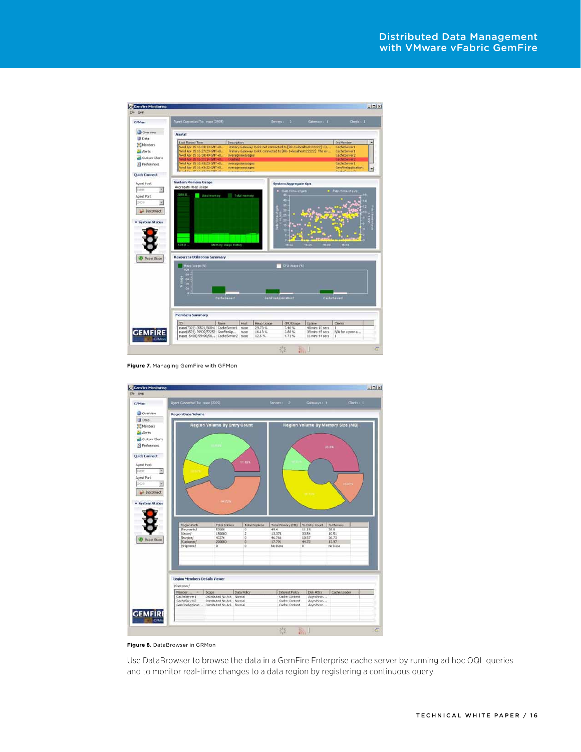Figure 7. Managing GemFire with GFMon

Figure 8. DataBrowser in GRMon

Use DataBrowser to browse the data in a GemFire Enterprise cache server by running ad hoc OQL queries and to monitor real-time changes to a data region by registering a continuous query.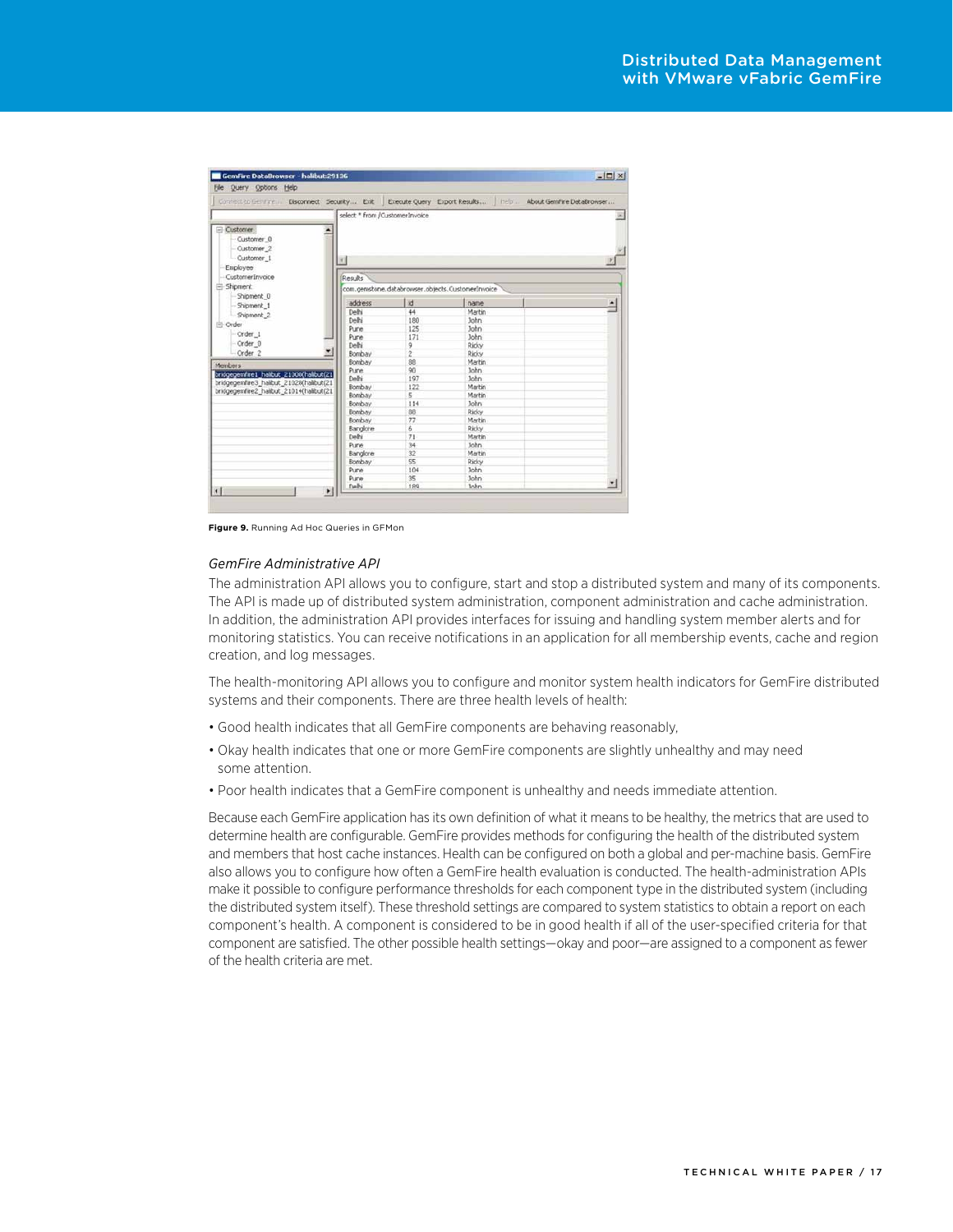**Figure 9.** Running Ad Hoc Queries in GFMon

*GemFire Administrative API*

The administration API allows you to configure, start and stop a distributed system and many of its components. The API is made up of distributed system administration, component administration and cache administration. In addition, the administration API provides interfaces for issuing and handling system member alerts and for monitoring statistics. You can receive notifications in an application for all membership events, cache and region creation, and log messages.

The health-monitoring API allows you to configure and monitor system health indicators for GemFire distributed systems and their components. There are three health levels of health:

- Good health indicates that all GemFire components are behaving reasonably,
- Okay health indicates that one or more GemFire components are slightly unhealthy and may need some attention.
- Poor health indicates that a GemFire component is unhealthy and needs immediate attention.

Because each GemFire application has its own definition of what it means to be healthy, the metrics that are used to determine health are configurable. GemFire provides methods for configuring the health of the distributed system and members that host cache instances. Health can be configured on both a global and per-machine basis. GemFire also allows you to configure how often a GemFire health evaluation is conducted. The health-administration APIs make it possible to configure performance thresholds for each component type in the distributed system (including the distributed system itself). These threshold settings are compared to system statistics to obtain a report on each component's health. A component is considered to be in good health if all of the user-specified criteria for that component are satisfied. The other possible health settings—okay and poor—are assigned to a component as fewer of the health criteria are met.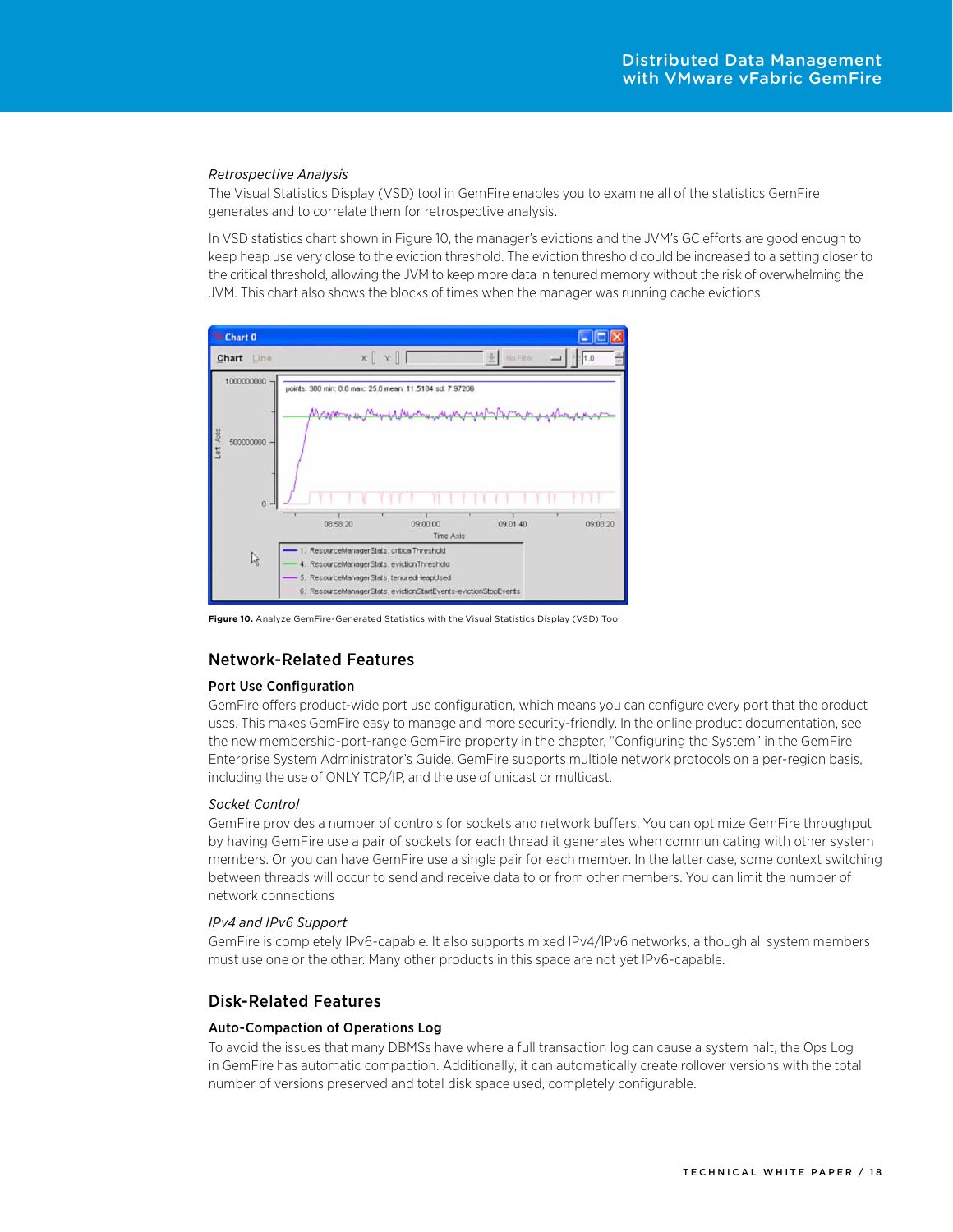*Retrospective Analysis*

The Visual Statistics Display (VSD) tool in GemFire enables you to examine all of the statistics GemFire generates and to correlate them for retrospective analysis.

In VSD statistics chart shown in Figure 10, the manager's evictions and the JVM's GC efforts are good enough to keep heap use very close to the eviction threshold. The eviction threshold could be increased to a setting closer to the critical threshold, allowing the JVM to keep more data in tenured memory without the risk of overwhelming the JVM. This chart also shows the blocks of times when the manager was running cache evictions.

**Figure 10.** Analyze GemFire-Generated Statistics with the Visual Statistics Display (VSD) Tool

## Network-Related Features

### Port Use Configuration

GemFire offers product-wide port use configuration, which means you can configure every port that the product uses. This makes GemFire easy to manage and more security-friendly. In the online product documentation, see the new membership-port-range GemFire property in the chapter, "Configuring the System" in the GemFire Enterprise System Administrator's Guide. GemFire supports multiple network protocols on a per-region basis, including the use of ONLY TCP/IP, and the use of unicast or multicast.

*Socket Control*

GemFire provides a number of controls for sockets and network buffers. You can optimize GemFire throughput by having GemFire use a pair of sockets for each thread it generates when communicating with other system members. Or you can have GemFire use a single pair for each member. In the latter case, some context switching between threads will occur to send and receive data to or from other members. You can limit the number of network connections

*IPv4 and IPv6 Support*

GemFire is completely IPv6-capable. It also supports mixed IPv4/IPv6 networks, although all system members must use one or the other. Many other products in this space are not yet IPv6-capable.

## Disk-Related Features

### Auto-Compaction of Operations Log

To avoid the issues that many DBMSs have where a full transaction log can cause a system halt, the Ops Log in GemFire has automatic compaction. Additionally, it can automatically create rollover versions with the total number of versions preserved and total disk space used, completely configurable.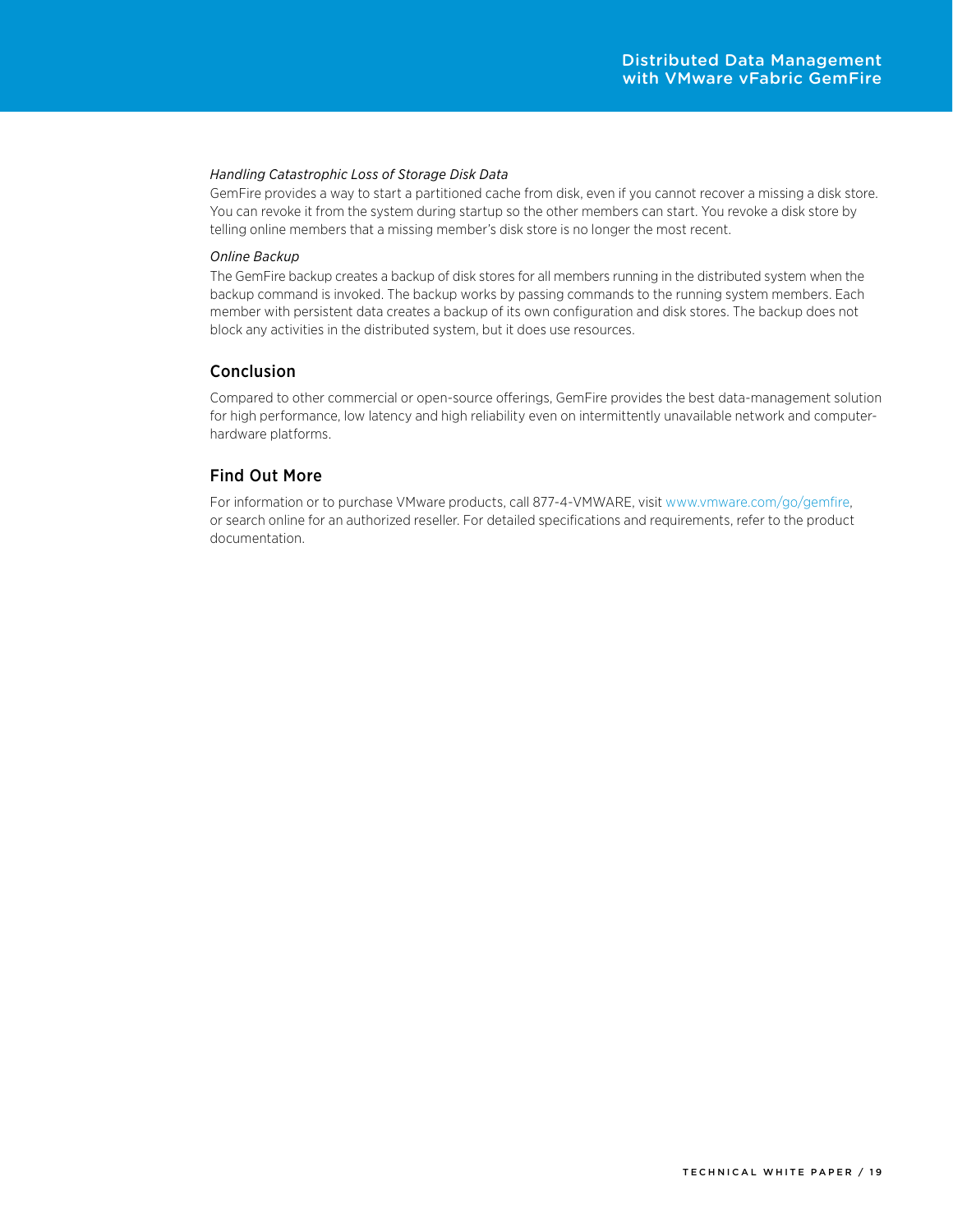*Handling Catastrophic Loss of Storage Disk Data*

GemFire provides a way to start a partitioned cache from disk, even if you cannot recover a missing a disk store. You can revoke it from the system during startup so the other members can start. You revoke a disk store by telling online members that a missing member's disk store is no longer the most recent.

*Online Backup*

The GemFire backup creates a backup of disk stores for all members running in the distributed system when the backup command is invoked. The backup works by passing commands to the running system members. Each member with persistent data creates a backup of its own configuration and disk stores. The backup does not block any activities in the distributed system, but it does use resources.

## Conclusion

Compared to other commercial or open-source offerings, GemFire provides the best data-management solution for high performance, low latency and high reliability even on intermittently unavailable network and computer-hardware platforms.

## Find Out More

For information or to purchase VMware products, call 877-4-VMWARE, visit www.vmware.com/go/gemfire, or search online for an authorized reseller. For detailed specifications and requirements, refer to the product documentation.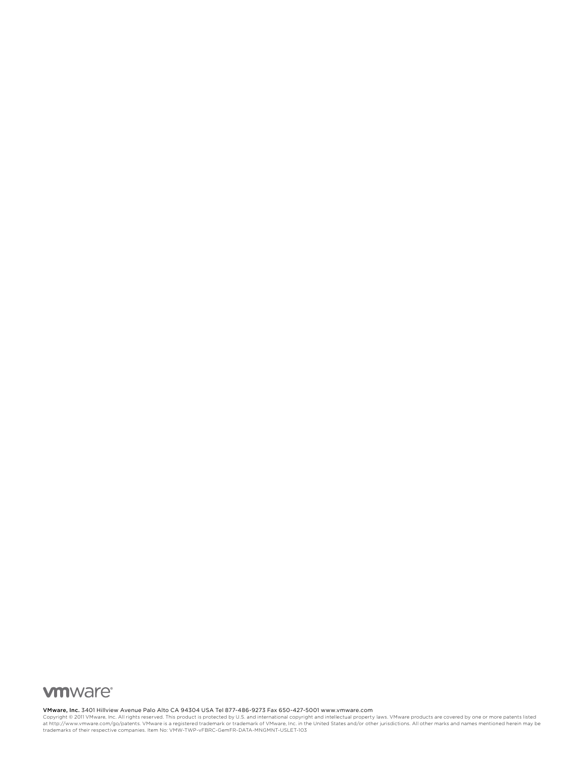vmware®

**VMware, Inc.** 3401 Hillview Avenue Palo Alto CA 94304 USA Tel 877-486-9273 Fax 650-427-5001 www.vmware.com

Copyright © 2011 VMware, Inc. All rights reserved. This product is protected by U.S. and international copyright and intellectual property laws. VMware products are covered by one or more patents listed at http://www.vmware.com/go/patents. VMware is a registered trademark or trademark of VMware, Inc. in the United States and/or other jurisdictions. All other marks and names mentioned herein may be trademarks of their respective companies. Item No: VMW-TWP-vFBRC-GemFR-DATA-MNGMNT-USLET-103